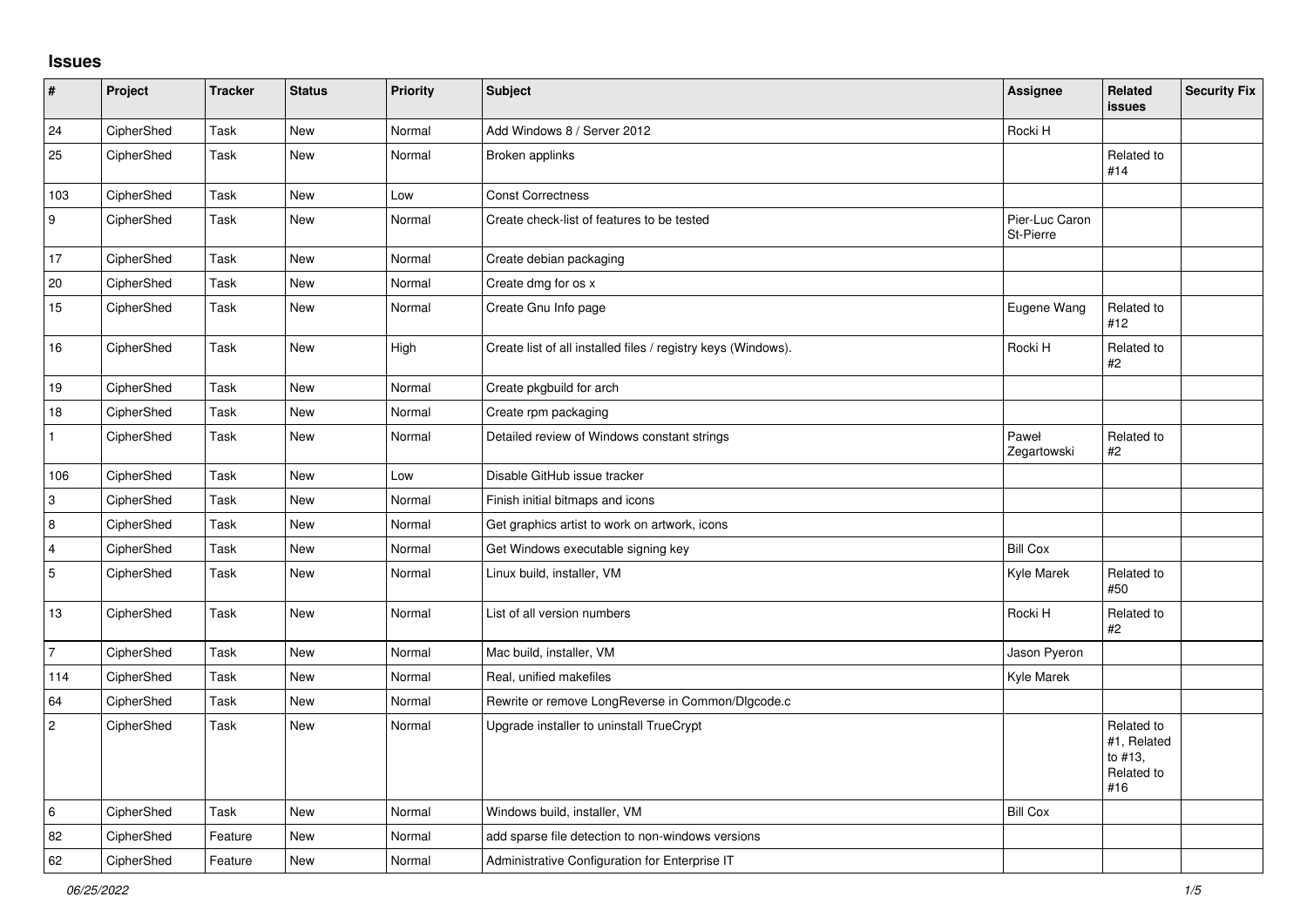## Issues

| # | Project | Tracker | Status | Priority | Subject | Assignee | Related issues | Security Fix |
|---|---|---|---|---|---|---|---|---|
| 24 | CipherShed | Task | New | Normal | Add Windows 8 / Server 2012 | Rocki H | | |
| 25 | CipherShed | Task | New | Normal | Broken applinks | | Related to #14 | |
| 103 | CipherShed | Task | New | Low | Const Correctness | | | |
| 9 | CipherShed | Task | New | Normal | Create check-list of features to be tested | Pier-Luc Caron St-Pierre | | |
| 17 | CipherShed | Task | New | Normal | Create debian packaging | | | |
| 20 | CipherShed | Task | New | Normal | Create dmg for os x | | | |
| 15 | CipherShed | Task | New | Normal | Create Gnu Info page | Eugene Wang | Related to #12 | |
| 16 | CipherShed | Task | New | High | Create list of all installed files / registry keys (Windows). | Rocki H | Related to #2 | |
| 19 | CipherShed | Task | New | Normal | Create pkgbuild for arch | | | |
| 18 | CipherShed | Task | New | Normal | Create rpm packaging | | | |
| 1 | CipherShed | Task | New | Normal | Detailed review of Windows constant strings | Paweł Zegartowski | Related to #2 | |
| 106 | CipherShed | Task | New | Low | Disable GitHub issue tracker | | | |
| 3 | CipherShed | Task | New | Normal | Finish initial bitmaps and icons | | | |
| 8 | CipherShed | Task | New | Normal | Get graphics artist to work on artwork, icons | | | |
| 4 | CipherShed | Task | New | Normal | Get Windows executable signing key | Bill Cox | | |
| 5 | CipherShed | Task | New | Normal | Linux build, installer, VM | Kyle Marek | Related to #50 | |
| 13 | CipherShed | Task | New | Normal | List of all version numbers | Rocki H | Related to #2 | |
| 7 | CipherShed | Task | New | Normal | Mac build, installer, VM | Jason Pyeron | | |
| 114 | CipherShed | Task | New | Normal | Real, unified makefiles | Kyle Marek | | |
| 64 | CipherShed | Task | New | Normal | Rewrite or remove LongReverse in Common/Dlgcode.c | | | |
| 2 | CipherShed | Task | New | Normal | Upgrade installer to uninstall TrueCrypt | | Related to #1, Related to #13, Related to #16 | |
| 6 | CipherShed | Task | New | Normal | Windows build, installer, VM | Bill Cox | | |
| 82 | CipherShed | Feature | New | Normal | add sparse file detection to non-windows versions | | | |
| 62 | CipherShed | Feature | New | Normal | Administrative Configuration for Enterprise IT | | | |

*06/25/2022*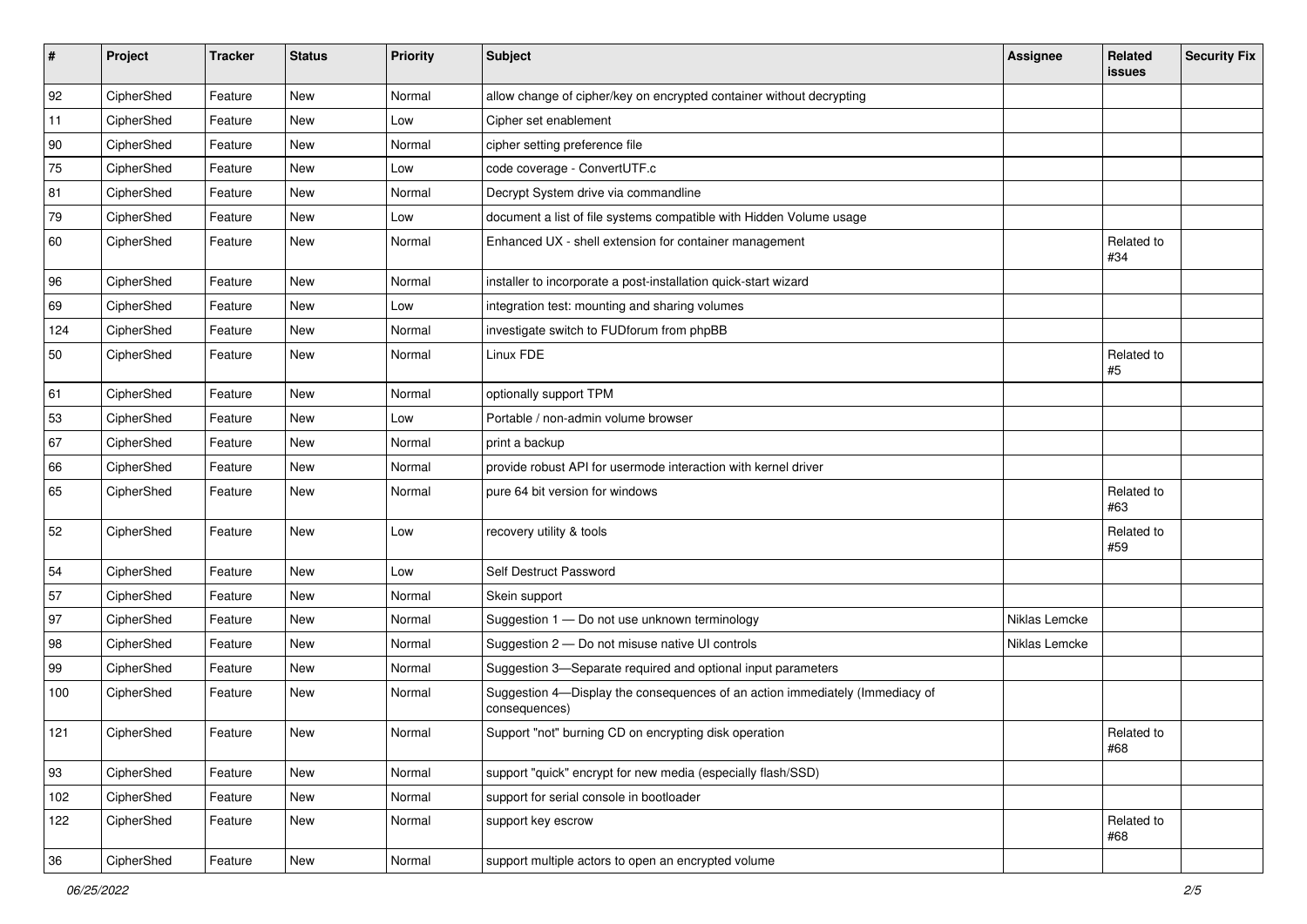| # | Project | Tracker | Status | Priority | Subject | Assignee | Related issues | Security Fix |
|---|---|---|---|---|---|---|---|---|
| 92 | CipherShed | Feature | New | Normal | allow change of cipher/key on encrypted container without decrypting | | | |
| 11 | CipherShed | Feature | New | Low | Cipher set enablement | | | |
| 90 | CipherShed | Feature | New | Normal | cipher setting preference file | | | |
| 75 | CipherShed | Feature | New | Low | code coverage - ConvertUTF.c | | | |
| 81 | CipherShed | Feature | New | Normal | Decrypt System drive via commandline | | | |
| 79 | CipherShed | Feature | New | Low | document a list of file systems compatible with Hidden Volume usage | | | |
| 60 | CipherShed | Feature | New | Normal | Enhanced UX - shell extension for container management | | Related to #34 | |
| 96 | CipherShed | Feature | New | Normal | installer to incorporate a post-installation quick-start wizard | | | |
| 69 | CipherShed | Feature | New | Low | integration test: mounting and sharing volumes | | | |
| 124 | CipherShed | Feature | New | Normal | investigate switch to FUDforum from phpBB | | | |
| 50 | CipherShed | Feature | New | Normal | Linux FDE | | Related to #5 | |
| 61 | CipherShed | Feature | New | Normal | optionally support TPM | | | |
| 53 | CipherShed | Feature | New | Low | Portable / non-admin volume browser | | | |
| 67 | CipherShed | Feature | New | Normal | print a backup | | | |
| 66 | CipherShed | Feature | New | Normal | provide robust API for usermode interaction with kernel driver | | | |
| 65 | CipherShed | Feature | New | Normal | pure 64 bit version for windows | | Related to #63 | |
| 52 | CipherShed | Feature | New | Low | recovery utility & tools | | Related to #59 | |
| 54 | CipherShed | Feature | New | Low | Self Destruct Password | | | |
| 57 | CipherShed | Feature | New | Normal | Skein support | | | |
| 97 | CipherShed | Feature | New | Normal | Suggestion 1 — Do not use unknown terminology | Niklas Lemcke | | |
| 98 | CipherShed | Feature | New | Normal | Suggestion 2 — Do not misuse native UI controls | Niklas Lemcke | | |
| 99 | CipherShed | Feature | New | Normal | Suggestion 3—Separate required and optional input parameters | | | |
| 100 | CipherShed | Feature | New | Normal | Suggestion 4—Display the consequences of an action immediately (Immediacy of consequences) | | | |
| 121 | CipherShed | Feature | New | Normal | Support "not" burning CD on encrypting disk operation | | Related to #68 | |
| 93 | CipherShed | Feature | New | Normal | support "quick" encrypt for new media (especially flash/SSD) | | | |
| 102 | CipherShed | Feature | New | Normal | support for serial console in bootloader | | | |
| 122 | CipherShed | Feature | New | Normal | support key escrow | | Related to #68 | |
| 36 | CipherShed | Feature | New | Normal | support multiple actors to open an encrypted volume | | | |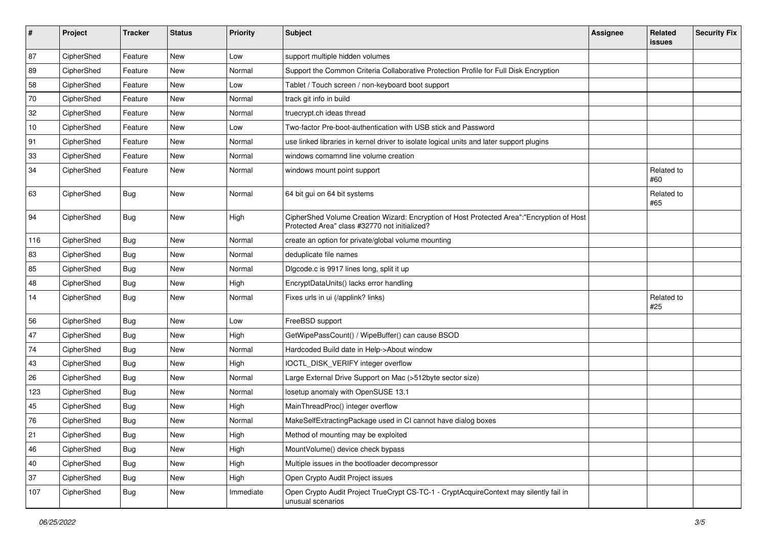| # | Project | Tracker | Status | Priority | Subject | Assignee | Related issues | Security Fix |
|---|---|---|---|---|---|---|---|---|
| 87 | CipherShed | Feature | New | Low | support multiple hidden volumes | | | |
| 89 | CipherShed | Feature | New | Normal | Support the Common Criteria Collaborative Protection Profile for Full Disk Encryption | | | |
| 58 | CipherShed | Feature | New | Low | Tablet / Touch screen / non-keyboard boot support | | | |
| 70 | CipherShed | Feature | New | Normal | track git info in build | | | |
| 32 | CipherShed | Feature | New | Normal | truecrypt.ch ideas thread | | | |
| 10 | CipherShed | Feature | New | Low | Two-factor Pre-boot-authentication with USB stick and Password | | | |
| 91 | CipherShed | Feature | New | Normal | use linked libraries in kernel driver to isolate logical units and later support plugins | | | |
| 33 | CipherShed | Feature | New | Normal | windows comamnd line volume creation | | | |
| 34 | CipherShed | Feature | New | Normal | windows mount point support | | Related to #60 | |
| 63 | CipherShed | Bug | New | Normal | 64 bit gui on 64 bit systems | | Related to #65 | |
| 94 | CipherShed | Bug | New | High | CipherShed Volume Creation Wizard: Encryption of Host Protected Area":"Encryption of Host Protected Area" class #32770 not initialized? | | | |
| 116 | CipherShed | Bug | New | Normal | create an option for private/global volume mounting | | | |
| 83 | CipherShed | Bug | New | Normal | deduplicate file names | | | |
| 85 | CipherShed | Bug | New | Normal | Dlgcode.c is 9917 lines long, split it up | | | |
| 48 | CipherShed | Bug | New | High | EncryptDataUnits() lacks error handling | | | |
| 14 | CipherShed | Bug | New | Normal | Fixes urls in ui (/applink? links) | | Related to #25 | |
| 56 | CipherShed | Bug | New | Low | FreeBSD support | | | |
| 47 | CipherShed | Bug | New | High | GetWipePassCount() / WipeBuffer() can cause BSOD | | | |
| 74 | CipherShed | Bug | New | Normal | Hardcoded Build date in Help->About window | | | |
| 43 | CipherShed | Bug | New | High | IOCTL_DISK_VERIFY integer overflow | | | |
| 26 | CipherShed | Bug | New | Normal | Large External Drive Support on Mac (>512byte sector size) | | | |
| 123 | CipherShed | Bug | New | Normal | losetup anomaly with OpenSUSE 13.1 | | | |
| 45 | CipherShed | Bug | New | High | MainThreadProc() integer overflow | | | |
| 76 | CipherShed | Bug | New | Normal | MakeSelfExtractingPackage used in CI cannot have dialog boxes | | | |
| 21 | CipherShed | Bug | New | High | Method of mounting may be exploited | | | |
| 46 | CipherShed | Bug | New | High | MountVolume() device check bypass | | | |
| 40 | CipherShed | Bug | New | High | Multiple issues in the bootloader decompressor | | | |
| 37 | CipherShed | Bug | New | High | Open Crypto Audit Project issues | | | |
| 107 | CipherShed | Bug | New | Immediate | Open Crypto Audit Project TrueCrypt CS-TC-1 - CryptAcquireContext may silently fail in unusual scenarios | | | |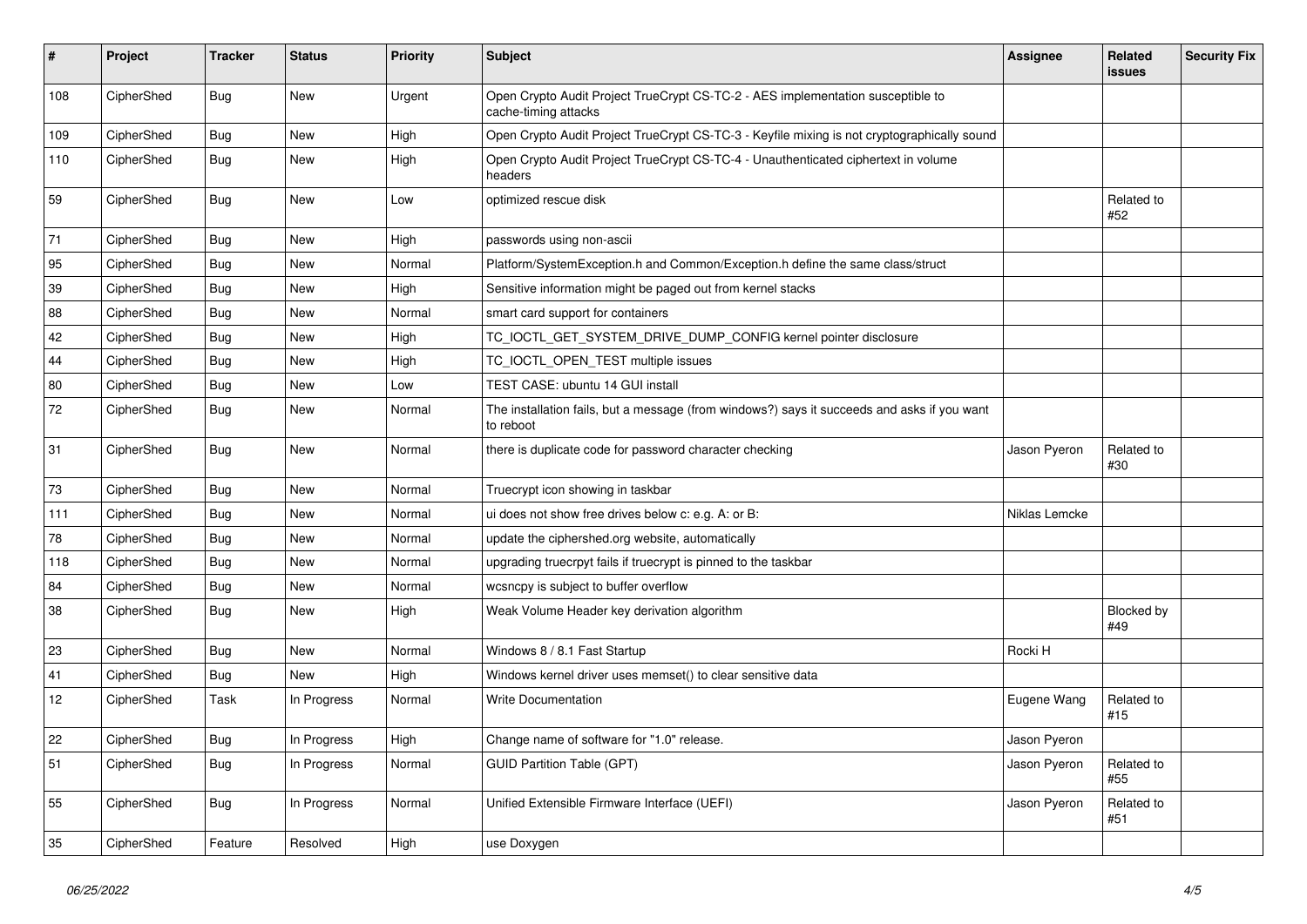| # | Project | Tracker | Status | Priority | Subject | Assignee | Related issues | Security Fix |
|---|---|---|---|---|---|---|---|---|
| 108 | CipherShed | Bug | New | Urgent | Open Crypto Audit Project TrueCrypt CS-TC-2 - AES implementation susceptible to cache-timing attacks | | | |
| 109 | CipherShed | Bug | New | High | Open Crypto Audit Project TrueCrypt CS-TC-3 - Keyfile mixing is not cryptographically sound | | | |
| 110 | CipherShed | Bug | New | High | Open Crypto Audit Project TrueCrypt CS-TC-4 - Unauthenticated ciphertext in volume headers | | | |
| 59 | CipherShed | Bug | New | Low | optimized rescue disk | | Related to #52 | |
| 71 | CipherShed | Bug | New | High | passwords using non-ascii | | | |
| 95 | CipherShed | Bug | New | Normal | Platform/SystemException.h and Common/Exception.h define the same class/struct | | | |
| 39 | CipherShed | Bug | New | High | Sensitive information might be paged out from kernel stacks | | | |
| 88 | CipherShed | Bug | New | Normal | smart card support for containers | | | |
| 42 | CipherShed | Bug | New | High | TC_IOCTL_GET_SYSTEM_DRIVE_DUMP_CONFIG kernel pointer disclosure | | | |
| 44 | CipherShed | Bug | New | High | TC_IOCTL_OPEN_TEST multiple issues | | | |
| 80 | CipherShed | Bug | New | Low | TEST CASE: ubuntu 14 GUI install | | | |
| 72 | CipherShed | Bug | New | Normal | The installation fails, but a message (from windows?) says it succeeds and asks if you want to reboot | | | |
| 31 | CipherShed | Bug | New | Normal | there is duplicate code for password character checking | Jason Pyeron | Related to #30 | |
| 73 | CipherShed | Bug | New | Normal | Truecrypt icon showing in taskbar | | | |
| 111 | CipherShed | Bug | New | Normal | ui does not show free drives below c: e.g. A: or B: | Niklas Lemcke | | |
| 78 | CipherShed | Bug | New | Normal | update the ciphershed.org website, automatically | | | |
| 118 | CipherShed | Bug | New | Normal | upgrading truecrpyt fails if truecrypt is pinned to the taskbar | | | |
| 84 | CipherShed | Bug | New | Normal | wcsncpy is subject to buffer overflow | | | |
| 38 | CipherShed | Bug | New | High | Weak Volume Header key derivation algorithm | | Blocked by #49 | |
| 23 | CipherShed | Bug | New | Normal | Windows 8 / 8.1 Fast Startup | Rocki H | | |
| 41 | CipherShed | Bug | New | High | Windows kernel driver uses memset() to clear sensitive data | | | |
| 12 | CipherShed | Task | In Progress | Normal | Write Documentation | Eugene Wang | Related to #15 | |
| 22 | CipherShed | Bug | In Progress | High | Change name of software for "1.0" release. | Jason Pyeron | | |
| 51 | CipherShed | Bug | In Progress | Normal | GUID Partition Table (GPT) | Jason Pyeron | Related to #55 | |
| 55 | CipherShed | Bug | In Progress | Normal | Unified Extensible Firmware Interface (UEFI) | Jason Pyeron | Related to #51 | |
| 35 | CipherShed | Feature | Resolved | High | use Doxygen | | | |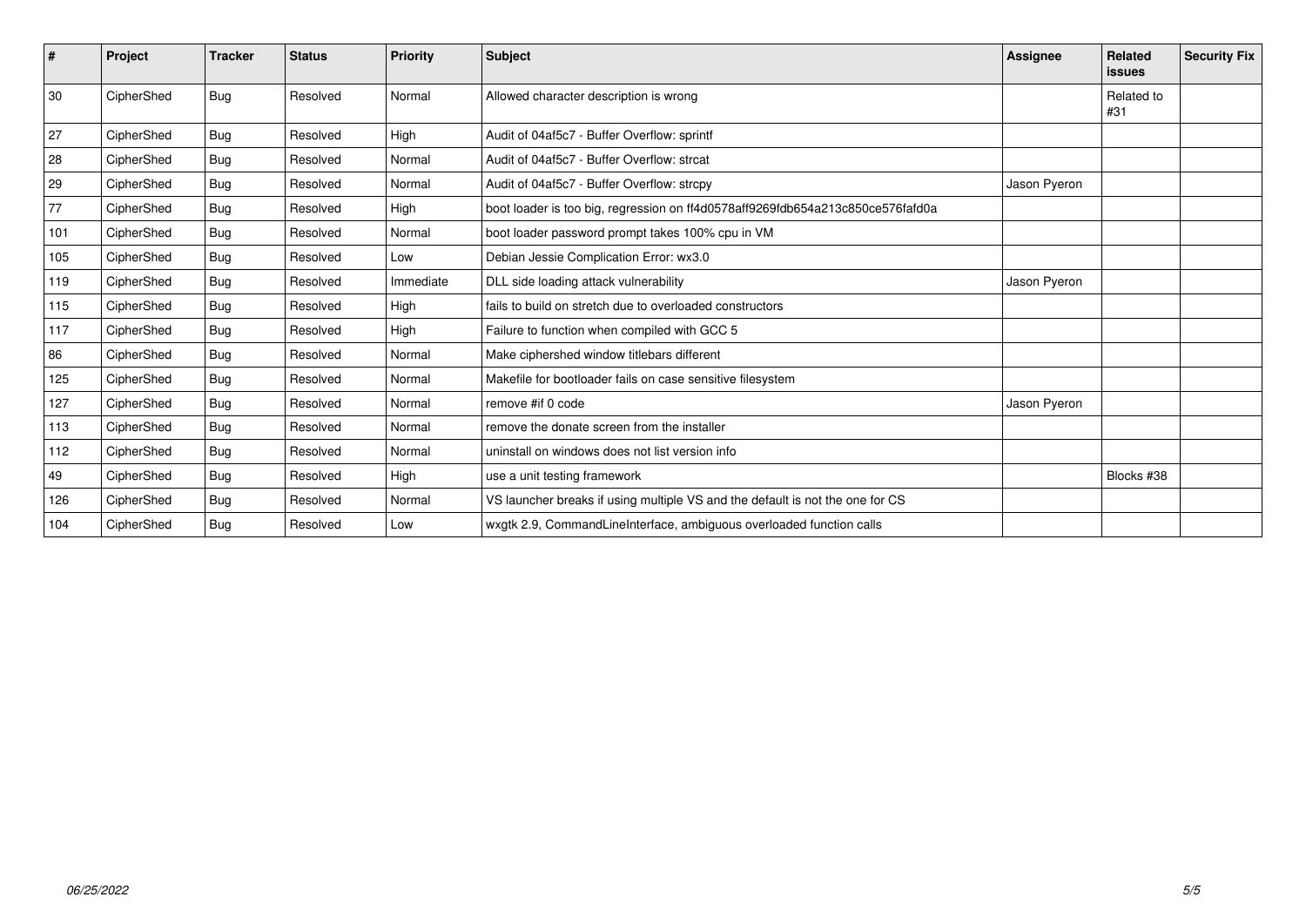| # | Project | Tracker | Status | Priority | Subject | Assignee | Related issues | Security Fix |
|---|---|---|---|---|---|---|---|---|
| 30 | CipherShed | Bug | Resolved | Normal | Allowed character description is wrong | | Related to #31 | |
| 27 | CipherShed | Bug | Resolved | High | Audit of 04af5c7 - Buffer Overflow: sprintf | | | |
| 28 | CipherShed | Bug | Resolved | Normal | Audit of 04af5c7 - Buffer Overflow: strcat | | | |
| 29 | CipherShed | Bug | Resolved | Normal | Audit of 04af5c7 - Buffer Overflow: strcpy | Jason Pyeron | | |
| 77 | CipherShed | Bug | Resolved | High | boot loader is too big, regression on ff4d0578aff9269fdb654a213c850ce576fafd0a | | | |
| 101 | CipherShed | Bug | Resolved | Normal | boot loader password prompt takes 100% cpu in VM | | | |
| 105 | CipherShed | Bug | Resolved | Low | Debian Jessie Complication Error: wx3.0 | | | |
| 119 | CipherShed | Bug | Resolved | Immediate | DLL side loading attack vulnerability | Jason Pyeron | | |
| 115 | CipherShed | Bug | Resolved | High | fails to build on stretch due to overloaded constructors | | | |
| 117 | CipherShed | Bug | Resolved | High | Failure to function when compiled with GCC 5 | | | |
| 86 | CipherShed | Bug | Resolved | Normal | Make ciphershed window titlebars different | | | |
| 125 | CipherShed | Bug | Resolved | Normal | Makefile for bootloader fails on case sensitive filesystem | | | |
| 127 | CipherShed | Bug | Resolved | Normal | remove #if 0 code | Jason Pyeron | | |
| 113 | CipherShed | Bug | Resolved | Normal | remove the donate screen from the installer | | | |
| 112 | CipherShed | Bug | Resolved | Normal | uninstall on windows does not list version info | | | |
| 49 | CipherShed | Bug | Resolved | High | use a unit testing framework | | Blocks #38 | |
| 126 | CipherShed | Bug | Resolved | Normal | VS launcher breaks if using multiple VS and the default is not the one for CS | | | |
| 104 | CipherShed | Bug | Resolved | Low | wxgtk 2.9, CommandLineInterface, ambiguous overloaded function calls | | | |

*06/25/2022*